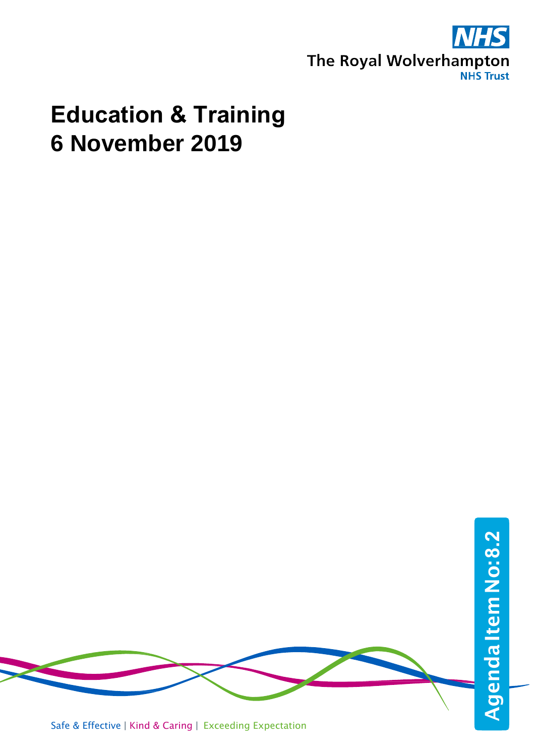The Royal Wolverhampton NHS Trust

# Education & Training
# 6 November 2019

Agenda Item No:8.2

Safe & Effective | Kind & Caring | Exceeding Expectation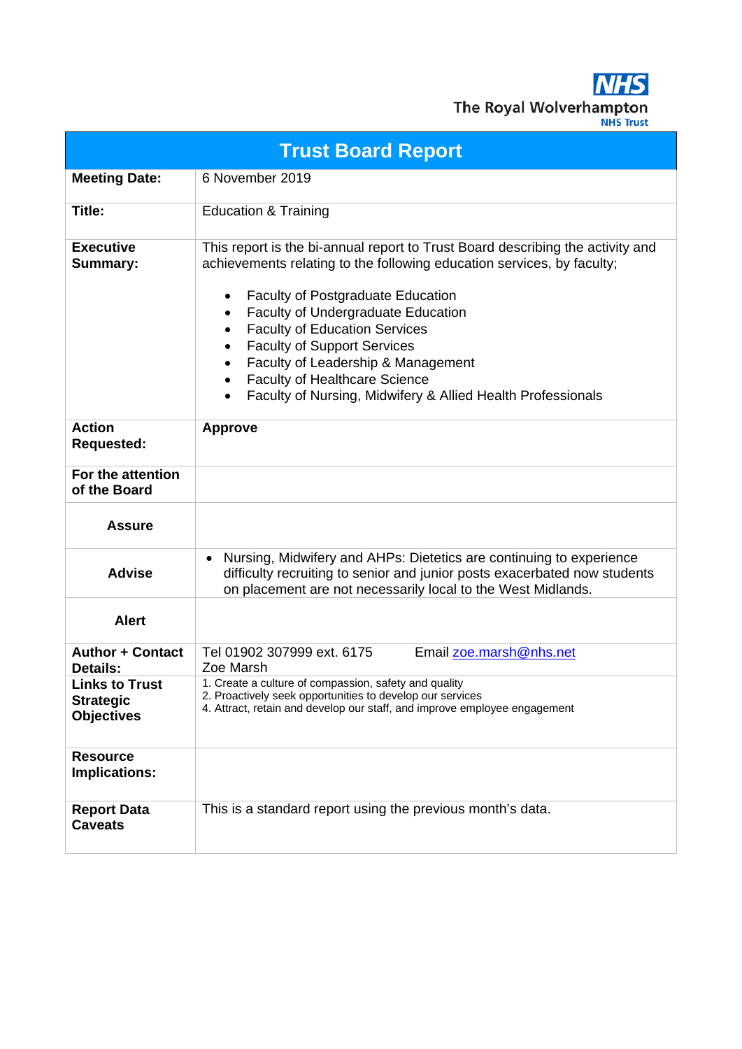The Royal Wolverhampton NHS Trust

| Trust Board Report | |
|---|---|
| **Meeting Date:** | 6 November 2019 |
| **Title:** | Education & Training |
| **Executive Summary:** | This report is the bi-annual report to Trust Board describing the activity and achievements relating to the following education services, by faculty;<br><br>• Faculty of Postgraduate Education<br>• Faculty of Undergraduate Education<br>• Faculty of Education Services<br>• Faculty of Support Services<br>• Faculty of Leadership & Management<br>• Faculty of Healthcare Science<br>• Faculty of Nursing, Midwifery & Allied Health Professionals |
| **Action Requested:** | **Approve** |
| **For the attention of the Board** | |
| **Assure** | |
| **Advise** | • Nursing, Midwifery and AHPs: Dietetics are continuing to experience difficulty recruiting to senior and junior posts exacerbated now students on placement are not necessarily local to the West Midlands. |
| **Alert** | |
| **Author + Contact Details:** | Tel 01902 307999 ext. 6175 Email zoe.marsh@nhs.net<br>Zoe Marsh |
| **Links to Trust Strategic Objectives** | 1. Create a culture of compassion, safety and quality<br>2. Proactively seek opportunities to develop our services<br>4. Attract, retain and develop our staff, and improve employee engagement |
| **Resource Implications:** | |
| **Report Data Caveats** | This is a standard report using the previous month's data. |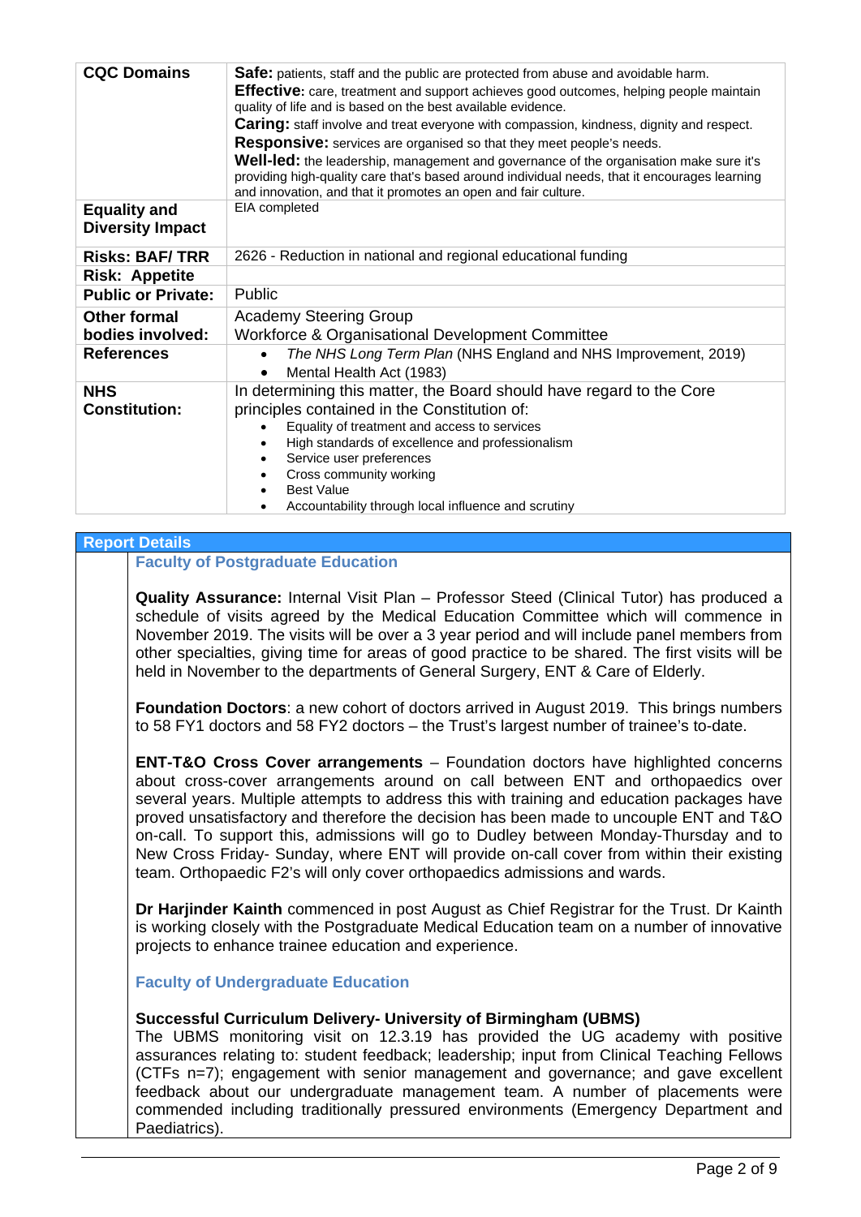| | |
|---|---|
| **CQC Domains** | **Safe:** patients, staff and the public are protected from abuse and avoidable harm.<br>**Effective:** care, treatment and support achieves good outcomes, helping people maintain quality of life and is based on the best available evidence.<br>**Caring:** staff involve and treat everyone with compassion, kindness, dignity and respect.<br>**Responsive:** services are organised so that they meet people's needs.<br>**Well-led:** the leadership, management and governance of the organisation make sure it's providing high-quality care that's based around individual needs, that it encourages learning and innovation, and that it promotes an open and fair culture. |
| **Equality and Diversity Impact** | EIA completed |
| **Risks: BAF/ TRR** | 2626 - Reduction in national and regional educational funding |
| **Risk: Appetite** | |
| **Public or Private:** | Public |
| **Other formal bodies involved:** | Academy Steering Group<br>Workforce & Organisational Development Committee |
| **References** | • *The NHS Long Term Plan* (NHS England and NHS Improvement, 2019)<br>• Mental Health Act (1983) |
| **NHS Constitution:** | In determining this matter, the Board should have regard to the Core principles contained in the Constitution of:<br>• Equality of treatment and access to services<br>• High standards of excellence and professionalism<br>• Service user preferences<br>• Cross community working<br>• Best Value<br>• Accountability through local influence and scrutiny |

## Report Details

### Faculty of Postgraduate Education

**Quality Assurance:** Internal Visit Plan – Professor Steed (Clinical Tutor) has produced a schedule of visits agreed by the Medical Education Committee which will commence in November 2019. The visits will be over a 3 year period and will include panel members from other specialties, giving time for areas of good practice to be shared. The first visits will be held in November to the departments of General Surgery, ENT & Care of Elderly.

**Foundation Doctors**: a new cohort of doctors arrived in August 2019. This brings numbers to 58 FY1 doctors and 58 FY2 doctors – the Trust's largest number of trainee's to-date.

**ENT-T&O Cross Cover arrangements** – Foundation doctors have highlighted concerns about cross-cover arrangements around on call between ENT and orthopaedics over several years. Multiple attempts to address this with training and education packages have proved unsatisfactory and therefore the decision has been made to uncouple ENT and T&O on-call. To support this, admissions will go to Dudley between Monday-Thursday and to New Cross Friday- Sunday, where ENT will provide on-call cover from within their existing team. Orthopaedic F2's will only cover orthopaedics admissions and wards.

**Dr Harjinder Kainth** commenced in post August as Chief Registrar for the Trust. Dr Kainth is working closely with the Postgraduate Medical Education team on a number of innovative projects to enhance trainee education and experience.

### Faculty of Undergraduate Education

**Successful Curriculum Delivery- University of Birmingham (UBMS)**
The UBMS monitoring visit on 12.3.19 has provided the UG academy with positive assurances relating to: student feedback; leadership; input from Clinical Teaching Fellows (CTFs n=7); engagement with senior management and governance; and gave excellent feedback about our undergraduate management team. A number of placements were commended including traditionally pressured environments (Emergency Department and Paediatrics).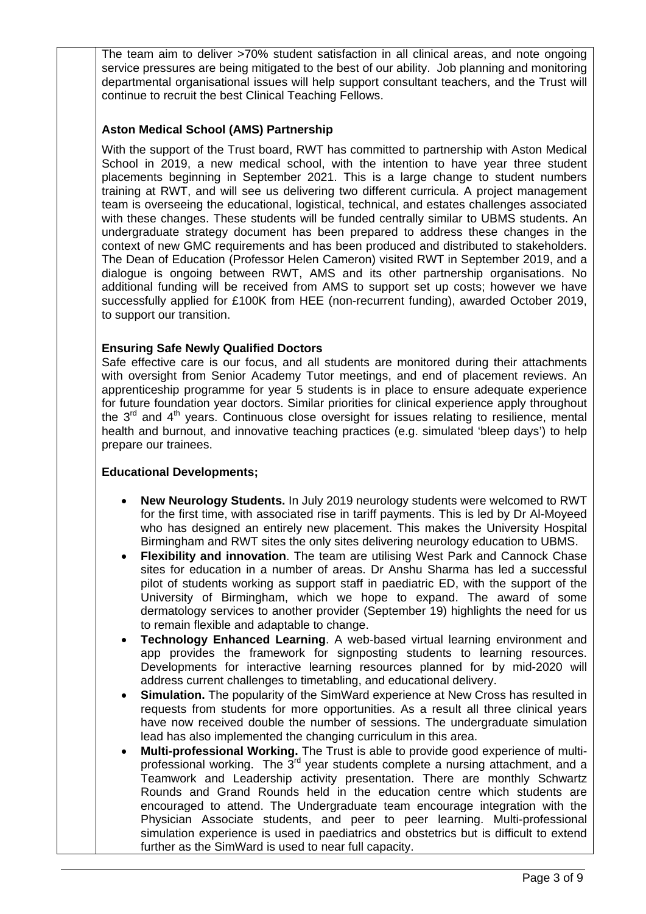The team aim to deliver >70% student satisfaction in all clinical areas, and note ongoing service pressures are being mitigated to the best of our ability. Job planning and monitoring departmental organisational issues will help support consultant teachers, and the Trust will continue to recruit the best Clinical Teaching Fellows.

**Aston Medical School (AMS) Partnership**

With the support of the Trust board, RWT has committed to partnership with Aston Medical School in 2019, a new medical school, with the intention to have year three student placements beginning in September 2021. This is a large change to student numbers training at RWT, and will see us delivering two different curricula. A project management team is overseeing the educational, logistical, technical, and estates challenges associated with these changes. These students will be funded centrally similar to UBMS students. An undergraduate strategy document has been prepared to address these changes in the context of new GMC requirements and has been produced and distributed to stakeholders. The Dean of Education (Professor Helen Cameron) visited RWT in September 2019, and a dialogue is ongoing between RWT, AMS and its other partnership organisations. No additional funding will be received from AMS to support set up costs; however we have successfully applied for £100K from HEE (non-recurrent funding), awarded October 2019, to support our transition.

**Ensuring Safe Newly Qualified Doctors**

Safe effective care is our focus, and all students are monitored during their attachments with oversight from Senior Academy Tutor meetings, and end of placement reviews. An apprenticeship programme for year 5 students is in place to ensure adequate experience for future foundation year doctors. Similar priorities for clinical experience apply throughout the 3rd and 4th years. Continuous close oversight for issues relating to resilience, mental health and burnout, and innovative teaching practices (e.g. simulated 'bleep days') to help prepare our trainees.

**Educational Developments;**

- **New Neurology Students.** In July 2019 neurology students were welcomed to RWT for the first time, with associated rise in tariff payments. This is led by Dr Al-Moyeed who has designed an entirely new placement. This makes the University Hospital Birmingham and RWT sites the only sites delivering neurology education to UBMS.
- **Flexibility and innovation**. The team are utilising West Park and Cannock Chase sites for education in a number of areas. Dr Anshu Sharma has led a successful pilot of students working as support staff in paediatric ED, with the support of the University of Birmingham, which we hope to expand. The award of some dermatology services to another provider (September 19) highlights the need for us to remain flexible and adaptable to change.
- **Technology Enhanced Learning**. A web-based virtual learning environment and app provides the framework for signposting students to learning resources. Developments for interactive learning resources planned for by mid-2020 will address current challenges to timetabling, and educational delivery.
- **Simulation.** The popularity of the SimWard experience at New Cross has resulted in requests from students for more opportunities. As a result all three clinical years have now received double the number of sessions. The undergraduate simulation lead has also implemented the changing curriculum in this area.
- **Multi-professional Working.** The Trust is able to provide good experience of multi-professional working. The 3rd year students complete a nursing attachment, and a Teamwork and Leadership activity presentation. There are monthly Schwartz Rounds and Grand Rounds held in the education centre which students are encouraged to attend. The Undergraduate team encourage integration with the Physician Associate students, and peer to peer learning. Multi-professional simulation experience is used in paediatrics and obstetrics but is difficult to extend further as the SimWard is used to near full capacity.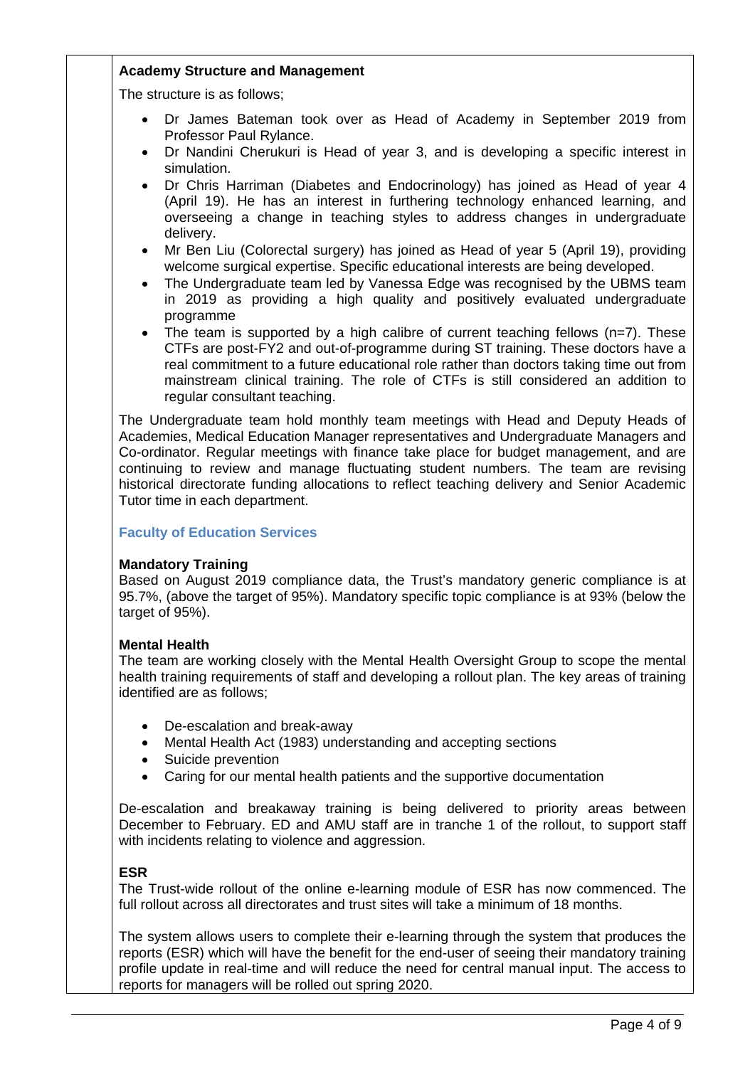**Academy Structure and Management**

The structure is as follows;

- Dr James Bateman took over as Head of Academy in September 2019 from Professor Paul Rylance.
- Dr Nandini Cherukuri is Head of year 3, and is developing a specific interest in simulation.
- Dr Chris Harriman (Diabetes and Endocrinology) has joined as Head of year 4 (April 19). He has an interest in furthering technology enhanced learning, and overseeing a change in teaching styles to address changes in undergraduate delivery.
- Mr Ben Liu (Colorectal surgery) has joined as Head of year 5 (April 19), providing welcome surgical expertise. Specific educational interests are being developed.
- The Undergraduate team led by Vanessa Edge was recognised by the UBMS team in 2019 as providing a high quality and positively evaluated undergraduate programme
- The team is supported by a high calibre of current teaching fellows (n=7). These CTFs are post-FY2 and out-of-programme during ST training. These doctors have a real commitment to a future educational role rather than doctors taking time out from mainstream clinical training. The role of CTFs is still considered an addition to regular consultant teaching.

The Undergraduate team hold monthly team meetings with Head and Deputy Heads of Academies, Medical Education Manager representatives and Undergraduate Managers and Co-ordinator. Regular meetings with finance take place for budget management, and are continuing to review and manage fluctuating student numbers. The team are revising historical directorate funding allocations to reflect teaching delivery and Senior Academic Tutor time in each department.

### Faculty of Education Services

**Mandatory Training**

Based on August 2019 compliance data, the Trust's mandatory generic compliance is at 95.7%, (above the target of 95%). Mandatory specific topic compliance is at 93% (below the target of 95%).

**Mental Health**

The team are working closely with the Mental Health Oversight Group to scope the mental health training requirements of staff and developing a rollout plan. The key areas of training identified are as follows;

- De-escalation and break-away
- Mental Health Act (1983) understanding and accepting sections
- Suicide prevention
- Caring for our mental health patients and the supportive documentation

De-escalation and breakaway training is being delivered to priority areas between December to February. ED and AMU staff are in tranche 1 of the rollout, to support staff with incidents relating to violence and aggression.

**ESR**

The Trust-wide rollout of the online e-learning module of ESR has now commenced. The full rollout across all directorates and trust sites will take a minimum of 18 months.

The system allows users to complete their e-learning through the system that produces the reports (ESR) which will have the benefit for the end-user of seeing their mandatory training profile update in real-time and will reduce the need for central manual input. The access to reports for managers will be rolled out spring 2020.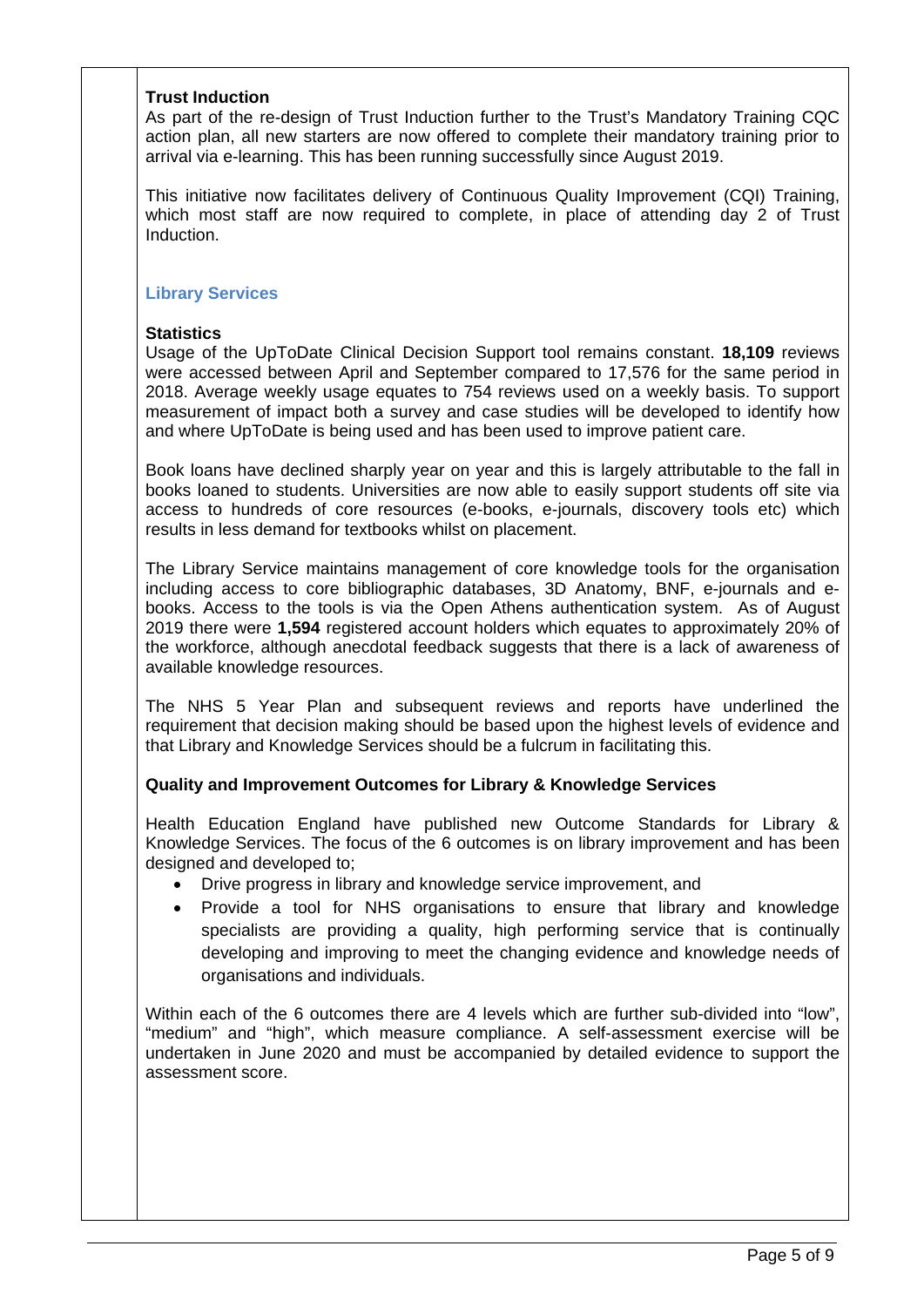**Trust Induction**

As part of the re-design of Trust Induction further to the Trust's Mandatory Training CQC action plan, all new starters are now offered to complete their mandatory training prior to arrival via e-learning. This has been running successfully since August 2019.

This initiative now facilitates delivery of Continuous Quality Improvement (CQI) Training, which most staff are now required to complete, in place of attending day 2 of Trust Induction.

### Library Services

**Statistics**

Usage of the UpToDate Clinical Decision Support tool remains constant. **18,109** reviews were accessed between April and September compared to 17,576 for the same period in 2018. Average weekly usage equates to 754 reviews used on a weekly basis. To support measurement of impact both a survey and case studies will be developed to identify how and where UpToDate is being used and has been used to improve patient care.

Book loans have declined sharply year on year and this is largely attributable to the fall in books loaned to students. Universities are now able to easily support students off site via access to hundreds of core resources (e-books, e-journals, discovery tools etc) which results in less demand for textbooks whilst on placement.

The Library Service maintains management of core knowledge tools for the organisation including access to core bibliographic databases, 3D Anatomy, BNF, e-journals and e-books. Access to the tools is via the Open Athens authentication system. As of August 2019 there were **1,594** registered account holders which equates to approximately 20% of the workforce, although anecdotal feedback suggests that there is a lack of awareness of available knowledge resources.

The NHS 5 Year Plan and subsequent reviews and reports have underlined the requirement that decision making should be based upon the highest levels of evidence and that Library and Knowledge Services should be a fulcrum in facilitating this.

**Quality and Improvement Outcomes for Library & Knowledge Services**

Health Education England have published new Outcome Standards for Library & Knowledge Services. The focus of the 6 outcomes is on library improvement and has been designed and developed to;

- Drive progress in library and knowledge service improvement, and
- Provide a tool for NHS organisations to ensure that library and knowledge specialists are providing a quality, high performing service that is continually developing and improving to meet the changing evidence and knowledge needs of organisations and individuals.

Within each of the 6 outcomes there are 4 levels which are further sub-divided into "low", "medium" and "high", which measure compliance. A self-assessment exercise will be undertaken in June 2020 and must be accompanied by detailed evidence to support the assessment score.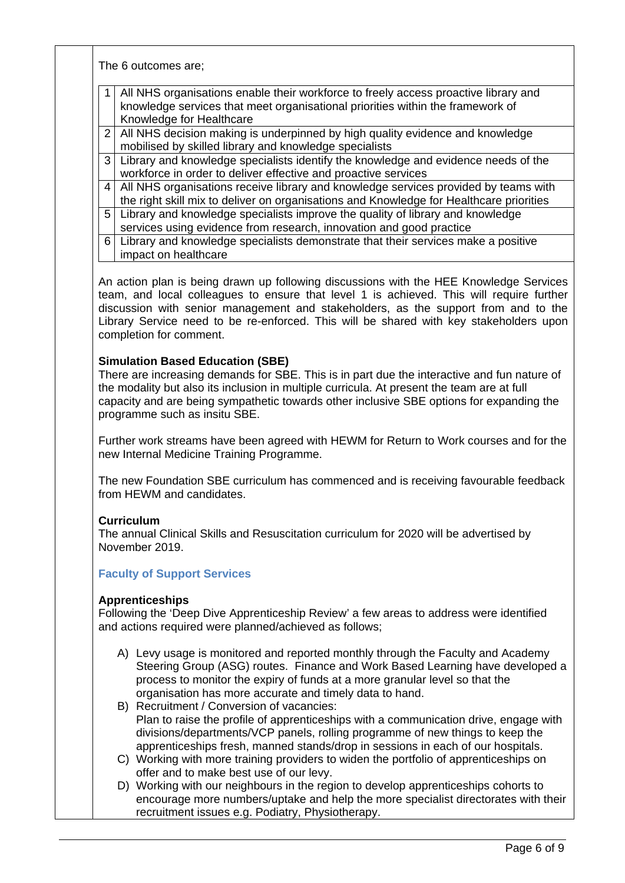The 6 outcomes are;

| | |
|---|---|
| 1 | All NHS organisations enable their workforce to freely access proactive library and knowledge services that meet organisational priorities within the framework of Knowledge for Healthcare |
| 2 | All NHS decision making is underpinned by high quality evidence and knowledge mobilised by skilled library and knowledge specialists |
| 3 | Library and knowledge specialists identify the knowledge and evidence needs of the workforce in order to deliver effective and proactive services |
| 4 | All NHS organisations receive library and knowledge services provided by teams with the right skill mix to deliver on organisations and Knowledge for Healthcare priorities |
| 5 | Library and knowledge specialists improve the quality of library and knowledge services using evidence from research, innovation and good practice |
| 6 | Library and knowledge specialists demonstrate that their services make a positive impact on healthcare |

An action plan is being drawn up following discussions with the HEE Knowledge Services team, and local colleagues to ensure that level 1 is achieved. This will require further discussion with senior management and stakeholders, as the support from and to the Library Service need to be re-enforced. This will be shared with key stakeholders upon completion for comment.

**Simulation Based Education (SBE)**

There are increasing demands for SBE. This is in part due the interactive and fun nature of the modality but also its inclusion in multiple curricula. At present the team are at full capacity and are being sympathetic towards other inclusive SBE options for expanding the programme such as insitu SBE.

Further work streams have been agreed with HEWM for Return to Work courses and for the new Internal Medicine Training Programme.

The new Foundation SBE curriculum has commenced and is receiving favourable feedback from HEWM and candidates.

**Curriculum**

The annual Clinical Skills and Resuscitation curriculum for 2020 will be advertised by November 2019.

### Faculty of Support Services

**Apprenticeships**

Following the 'Deep Dive Apprenticeship Review' a few areas to address were identified and actions required were planned/achieved as follows;

A) Levy usage is monitored and reported monthly through the Faculty and Academy Steering Group (ASG) routes. Finance and Work Based Learning have developed a process to monitor the expiry of funds at a more granular level so that the organisation has more accurate and timely data to hand.

B) Recruitment / Conversion of vacancies:
Plan to raise the profile of apprenticeships with a communication drive, engage with divisions/departments/VCP panels, rolling programme of new things to keep the apprenticeships fresh, manned stands/drop in sessions in each of our hospitals.

C) Working with more training providers to widen the portfolio of apprenticeships on offer and to make best use of our levy.

D) Working with our neighbours in the region to develop apprenticeships cohorts to encourage more numbers/uptake and help the more specialist directorates with their recruitment issues e.g. Podiatry, Physiotherapy.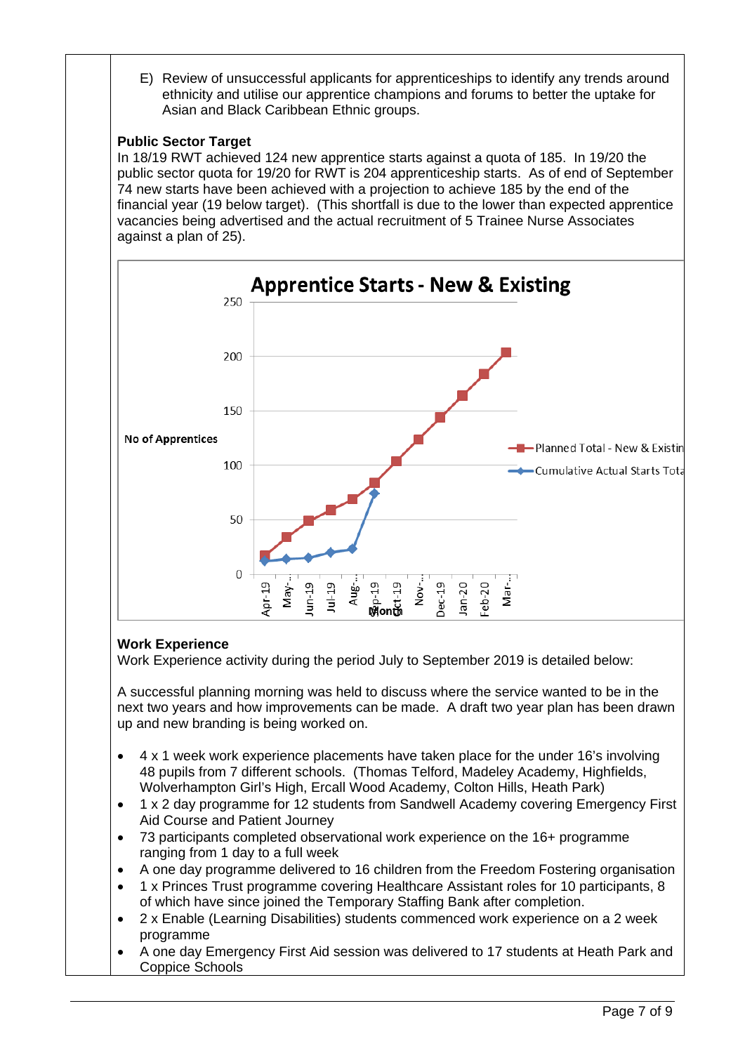E) Review of unsuccessful applicants for apprenticeships to identify any trends around ethnicity and utilise our apprentice champions and forums to better the uptake for Asian and Black Caribbean Ethnic groups.

**Public Sector Target**

In 18/19 RWT achieved 124 new apprentice starts against a quota of 185. In 19/20 the public sector quota for 19/20 for RWT is 204 apprenticeship starts. As of end of September 74 new starts have been achieved with a projection to achieve 185 by the end of the financial year (19 below target). (This shortfall is due to the lower than expected apprentice vacancies being advertised and the actual recruitment of 5 Trainee Nurse Associates against a plan of 25).

**Apprentice Starts - New & Existing**

No of Apprentices: 0, 50, 100, 150, 200, 250

Month: Apr-19, May-..., Jun-19, Jul-19, Aug-..., Sep-19, Oct-19, Nov-..., Dec-19, Jan-20, Feb-20, Mar-...

Planned Total - New & Existin

Cumulative Actual Starts Tota

**Work Experience**

Work Experience activity during the period July to September 2019 is detailed below:

A successful planning morning was held to discuss where the service wanted to be in the next two years and how improvements can be made. A draft two year plan has been drawn up and new branding is being worked on.

- 4 x 1 week work experience placements have taken place for the under 16's involving 48 pupils from 7 different schools. (Thomas Telford, Madeley Academy, Highfields, Wolverhampton Girl's High, Ercall Wood Academy, Colton Hills, Heath Park)
- 1 x 2 day programme for 12 students from Sandwell Academy covering Emergency First Aid Course and Patient Journey
- 73 participants completed observational work experience on the 16+ programme ranging from 1 day to a full week
- A one day programme delivered to 16 children from the Freedom Fostering organisation
- 1 x Princes Trust programme covering Healthcare Assistant roles for 10 participants, 8 of which have since joined the Temporary Staffing Bank after completion.
- 2 x Enable (Learning Disabilities) students commenced work experience on a 2 week programme
- A one day Emergency First Aid session was delivered to 17 students at Heath Park and Coppice Schools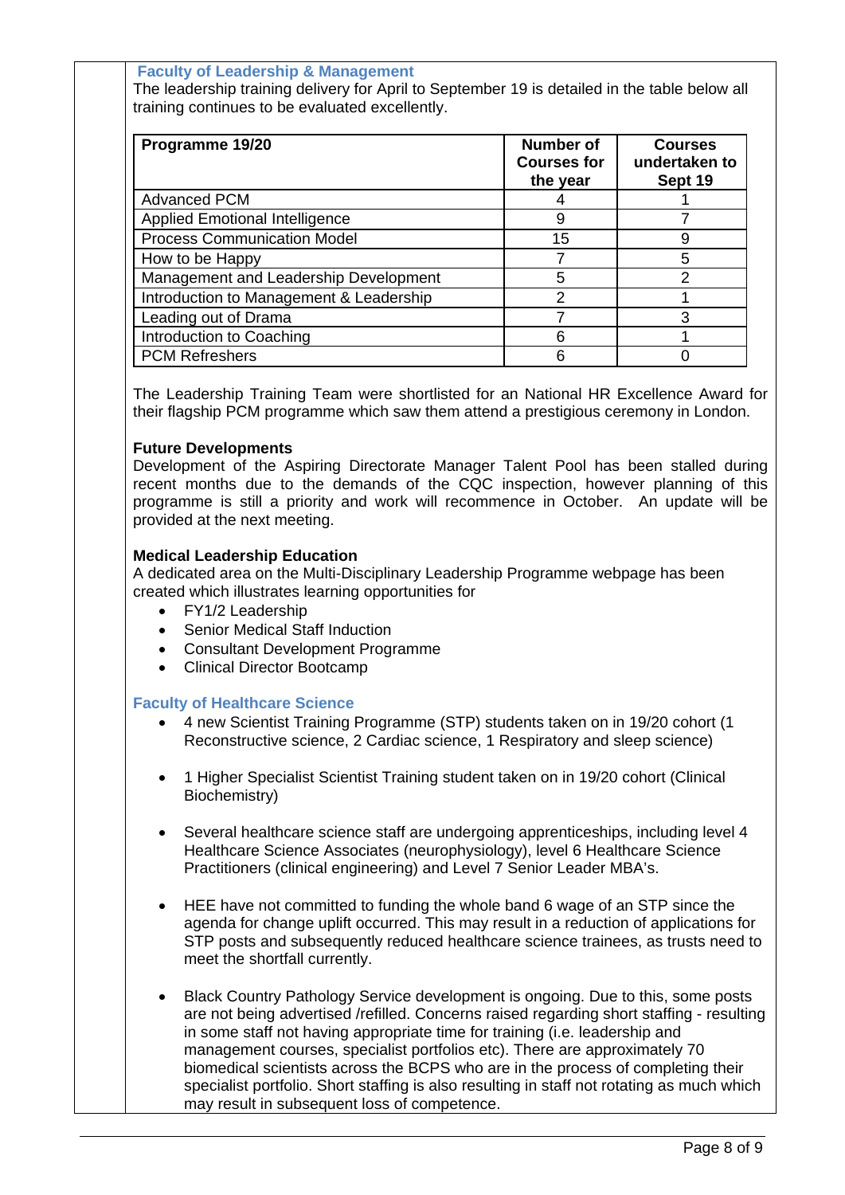### Faculty of Leadership & Management

The leadership training delivery for April to September 19 is detailed in the table below all training continues to be evaluated excellently.

| Programme 19/20 | Number of Courses for the year | Courses undertaken to Sept 19 |
|---|---|---|
| Advanced PCM | 4 | 1 |
| Applied Emotional Intelligence | 9 | 7 |
| Process Communication Model | 15 | 9 |
| How to be Happy | 7 | 5 |
| Management and Leadership Development | 5 | 2 |
| Introduction to Management & Leadership | 2 | 1 |
| Leading out of Drama | 7 | 3 |
| Introduction to Coaching | 6 | 1 |
| PCM Refreshers | 6 | 0 |

The Leadership Training Team were shortlisted for an National HR Excellence Award for their flagship PCM programme which saw them attend a prestigious ceremony in London.

**Future Developments**

Development of the Aspiring Directorate Manager Talent Pool has been stalled during recent months due to the demands of the CQC inspection, however planning of this programme is still a priority and work will recommence in October. An update will be provided at the next meeting.

**Medical Leadership Education**

A dedicated area on the Multi-Disciplinary Leadership Programme webpage has been created which illustrates learning opportunities for

- FY1/2 Leadership
- Senior Medical Staff Induction
- Consultant Development Programme
- Clinical Director Bootcamp

### Faculty of Healthcare Science

- 4 new Scientist Training Programme (STP) students taken on in 19/20 cohort (1 Reconstructive science, 2 Cardiac science, 1 Respiratory and sleep science)
- 1 Higher Specialist Scientist Training student taken on in 19/20 cohort (Clinical Biochemistry)
- Several healthcare science staff are undergoing apprenticeships, including level 4 Healthcare Science Associates (neurophysiology), level 6 Healthcare Science Practitioners (clinical engineering) and Level 7 Senior Leader MBA's.
- HEE have not committed to funding the whole band 6 wage of an STP since the agenda for change uplift occurred. This may result in a reduction of applications for STP posts and subsequently reduced healthcare science trainees, as trusts need to meet the shortfall currently.
- Black Country Pathology Service development is ongoing. Due to this, some posts are not being advertised /refilled. Concerns raised regarding short staffing - resulting in some staff not having appropriate time for training (i.e. leadership and management courses, specialist portfolios etc). There are approximately 70 biomedical scientists across the BCPS who are in the process of completing their specialist portfolio. Short staffing is also resulting in staff not rotating as much which may result in subsequent loss of competence.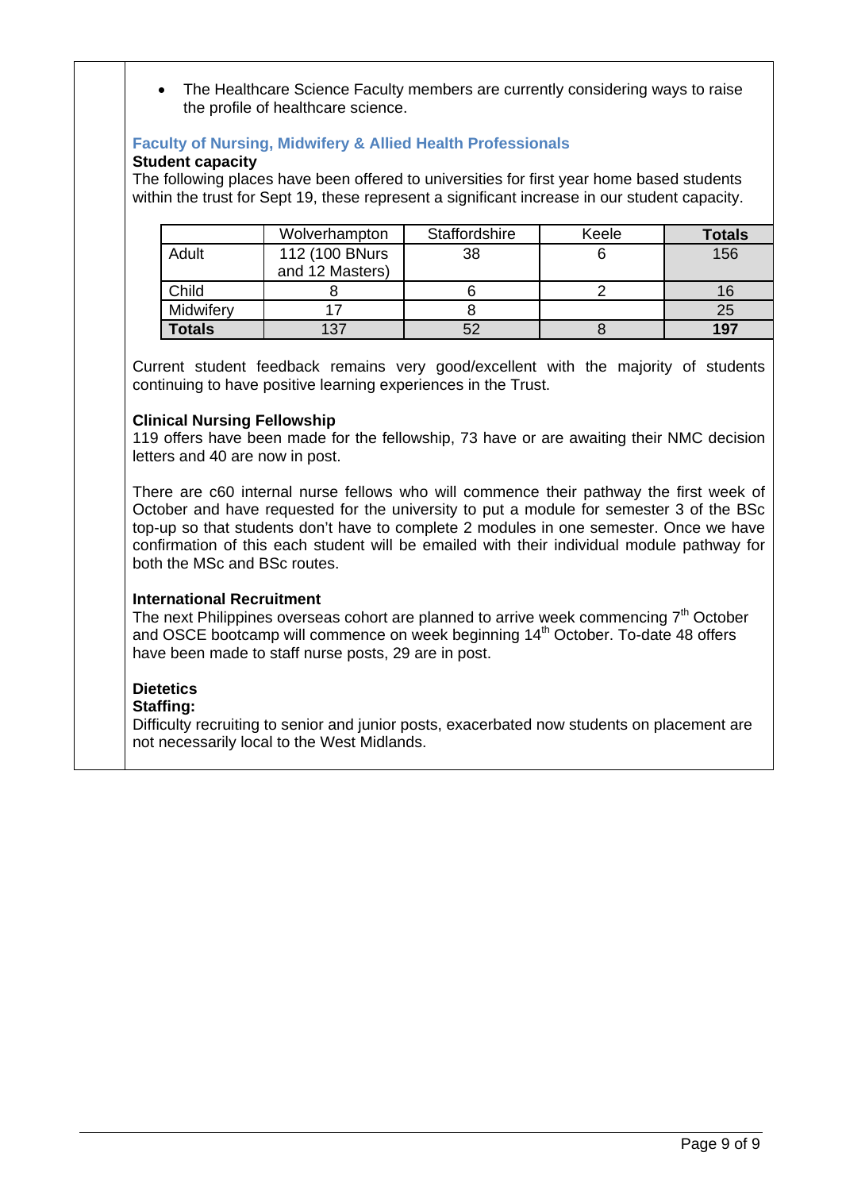- The Healthcare Science Faculty members are currently considering ways to raise the profile of healthcare science.

### Faculty of Nursing, Midwifery & Allied Health Professionals

**Student capacity**

The following places have been offered to universities for first year home based students within the trust for Sept 19, these represent a significant increase in our student capacity.

| | Wolverhampton | Staffordshire | Keele | Totals |
|---|---|---|---|---|
| Adult | 112 (100 BNurs and 12 Masters) | 38 | 6 | 156 |
| Child | 8 | 6 | 2 | 16 |
| Midwifery | 17 | 8 | | 25 |
| **Totals** | 137 | 52 | 8 | **197** |

Current student feedback remains very good/excellent with the majority of students continuing to have positive learning experiences in the Trust.

**Clinical Nursing Fellowship**

119 offers have been made for the fellowship, 73 have or are awaiting their NMC decision letters and 40 are now in post.

There are c60 internal nurse fellows who will commence their pathway the first week of October and have requested for the university to put a module for semester 3 of the BSc top-up so that students don't have to complete 2 modules in one semester. Once we have confirmation of this each student will be emailed with their individual module pathway for both the MSc and BSc routes.

**International Recruitment**

The next Philippines overseas cohort are planned to arrive week commencing 7th October and OSCE bootcamp will commence on week beginning 14th October. To-date 48 offers have been made to staff nurse posts, 29 are in post.

**Dietetics**

**Staffing:**

Difficulty recruiting to senior and junior posts, exacerbated now students on placement are not necessarily local to the West Midlands.